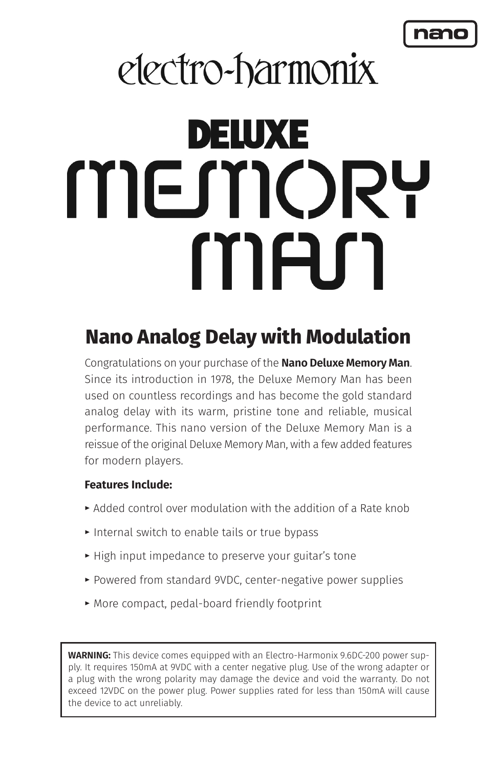nano

electro-harmonix

# DELUXE MEMORY MAN

## Nano Analog Delay with Modulation

Congratulations on your purchase of the **Nano Deluxe Memory Man**. Since its introduction in 1978, the Deluxe Memory Man has been used on countless recordings and has become the gold standard analog delay with its warm, pristine tone and reliable, musical performance. This nano version of the Deluxe Memory Man is a reissue of the original Deluxe Memory Man, with a few added features for modern players.

**Features Include:**

- Added control over modulation with the addition of a Rate knob
- Internal switch to enable tails or true bypass
- High input impedance to preserve your guitar's tone
- Powered from standard 9VDC, center-negative power supplies
- More compact, pedal-board friendly footprint

**WARNING:** This device comes equipped with an Electro-Harmonix 9.6DC-200 power supply. It requires 150mA at 9VDC with a center negative plug. Use of the wrong adapter or a plug with the wrong polarity may damage the device and void the warranty. Do not exceed 12VDC on the power plug. Power supplies rated for less than 150mA will cause the device to act unreliably.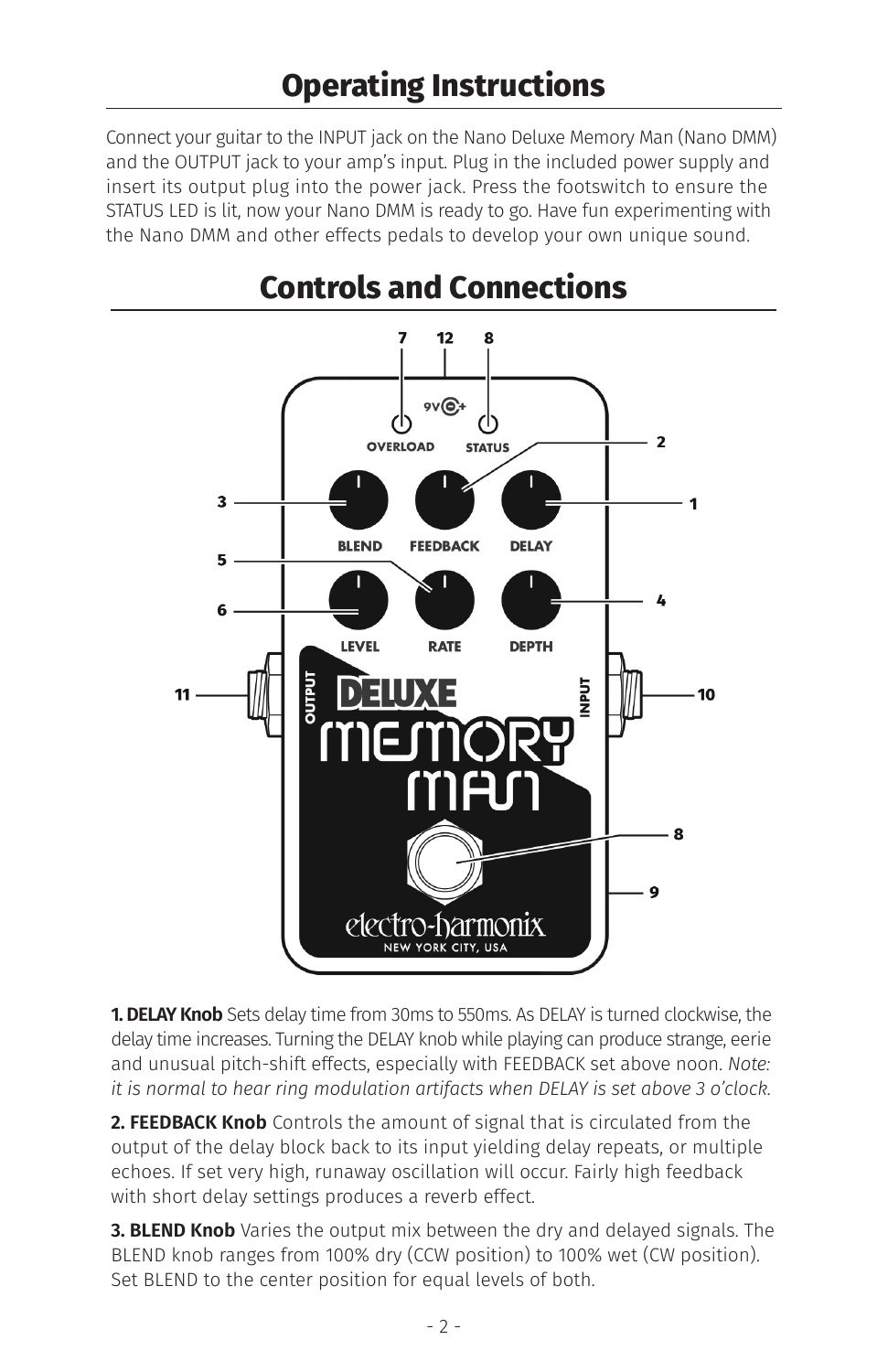# Operating Instructions

Connect your guitar to the INPUT jack on the Nano Deluxe Memory Man (Nano DMM) and the OUTPUT jack to your amp's input. Plug in the included power supply and insert its output plug into the power jack. Press the footswitch to ensure the STATUS LED is lit, now your Nano DMM is ready to go. Have fun experimenting with the Nano DMM and other effects pedals to develop your own unique sound.

# Controls and Connections

**1. DELAY Knob** Sets delay time from 30ms to 550ms. As DELAY is turned clockwise, the delay time increases. Turning the DELAY knob while playing can produce strange, eerie and unusual pitch-shift effects, especially with FEEDBACK set above noon. *Note: it is normal to hear ring modulation artifacts when DELAY is set above 3 o'clock.*

**2. FEEDBACK Knob** Controls the amount of signal that is circulated from the output of the delay block back to its input yielding delay repeats, or multiple echoes. If set very high, runaway oscillation will occur. Fairly high feedback with short delay settings produces a reverb effect.

**3. BLEND Knob** Varies the output mix between the dry and delayed signals. The BLEND knob ranges from 100% dry (CCW position) to 100% wet (CW position). Set BLEND to the center position for equal levels of both.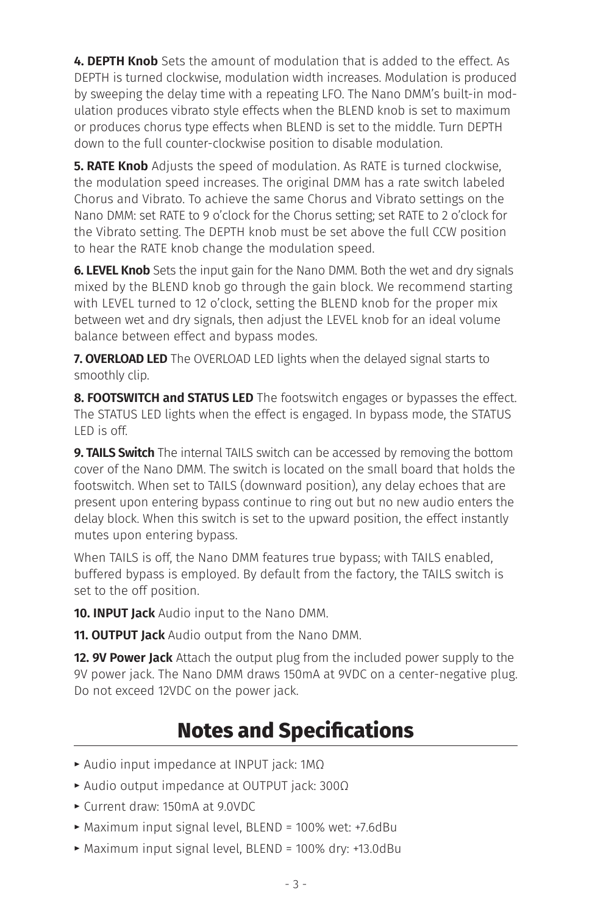**4. DEPTH Knob** Sets the amount of modulation that is added to the effect. As DEPTH is turned clockwise, modulation width increases. Modulation is produced by sweeping the delay time with a repeating LFO. The Nano DMM's built-in modulation produces vibrato style effects when the BLEND knob is set to maximum or produces chorus type effects when BLEND is set to the middle. Turn DEPTH down to the full counter-clockwise position to disable modulation.

**5. RATE Knob** Adjusts the speed of modulation. As RATE is turned clockwise, the modulation speed increases. The original DMM has a rate switch labeled Chorus and Vibrato. To achieve the same Chorus and Vibrato settings on the Nano DMM: set RATE to 9 o'clock for the Chorus setting; set RATE to 2 o'clock for the Vibrato setting. The DEPTH knob must be set above the full CCW position to hear the RATE knob change the modulation speed.

**6. LEVEL Knob** Sets the input gain for the Nano DMM. Both the wet and dry signals mixed by the BLEND knob go through the gain block. We recommend starting with LEVEL turned to 12 o'clock, setting the BLEND knob for the proper mix between wet and dry signals, then adjust the LEVEL knob for an ideal volume balance between effect and bypass modes.

**7. OVERLOAD LED** The OVERLOAD LED lights when the delayed signal starts to smoothly clip.

**8. FOOTSWITCH and STATUS LED** The footswitch engages or bypasses the effect. The STATUS LED lights when the effect is engaged. In bypass mode, the STATUS LED is off.

**9. TAILS Switch** The internal TAILS switch can be accessed by removing the bottom cover of the Nano DMM. The switch is located on the small board that holds the footswitch. When set to TAILS (downward position), any delay echoes that are present upon entering bypass continue to ring out but no new audio enters the delay block. When this switch is set to the upward position, the effect instantly mutes upon entering bypass.

When TAILS is off, the Nano DMM features true bypass; with TAILS enabled, buffered bypass is employed. By default from the factory, the TAILS switch is set to the off position.

**10. INPUT Jack** Audio input to the Nano DMM.

**11. OUTPUT Jack** Audio output from the Nano DMM.

**12. 9V Power Jack** Attach the output plug from the included power supply to the 9V power jack. The Nano DMM draws 150mA at 9VDC on a center-negative plug. Do not exceed 12VDC on the power jack.

# Notes and Specifications

- Audio input impedance at INPUT jack: 1MΩ
- Audio output impedance at OUTPUT jack: 300Ω
- Current draw: 150mA at 9.0VDC
- Maximum input signal level, BLEND = 100% wet: +7.6dBu
- Maximum input signal level, BLEND = 100% dry: +13.0dBu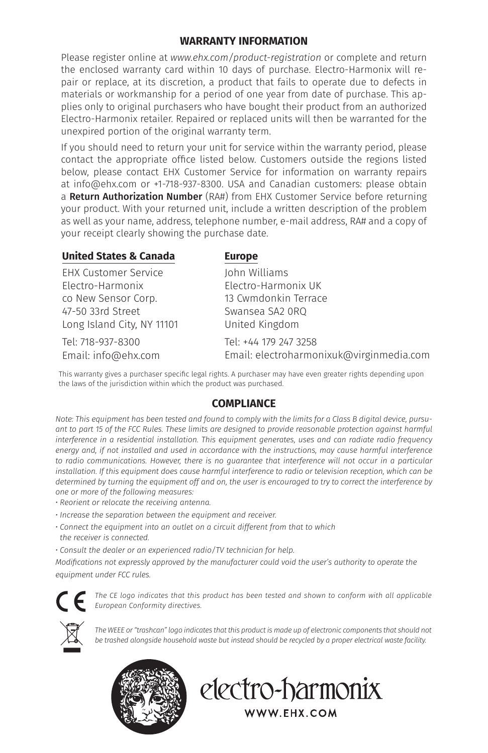## WARRANTY INFORMATION

Please register online at *www.ehx.com/product-registration* or complete and return the enclosed warranty card within 10 days of purchase. Electro-Harmonix will repair or replace, at its discretion, a product that fails to operate due to defects in materials or workmanship for a period of one year from date of purchase. This applies only to original purchasers who have bought their product from an authorized Electro-Harmonix retailer. Repaired or replaced units will then be warranted for the unexpired portion of the original warranty term.

If you should need to return your unit for service within the warranty period, please contact the appropriate office listed below. Customers outside the regions listed below, please contact EHX Customer Service for information on warranty repairs at info@ehx.com or +1-718-937-8300. USA and Canadian customers: please obtain a **Return Authorization Number** (RA#) from EHX Customer Service before returning your product. With your returned unit, include a written description of the problem as well as your name, address, telephone number, e-mail address, RA# and a copy of your receipt clearly showing the purchase date.

**United States & Canada**

EHX Customer Service
Electro-Harmonix
co New Sensor Corp.
47-50 33rd Street
Long Island City, NY 11101

Tel: 718-937-8300
Email: info@ehx.com

**Europe**

John Williams
Electro-Harmonix UK
13 Cwmdonkin Terrace
Swansea SA2 0RQ
United Kingdom

Tel: +44 179 247 3258
Email: electroharmonixuk@virginmedia.com

This warranty gives a purchaser specific legal rights. A purchaser may have even greater rights depending upon the laws of the jurisdiction within which the product was purchased.

## COMPLIANCE

*Note: This equipment has been tested and found to comply with the limits for a Class B digital device, pursuant to part 15 of the FCC Rules. These limits are designed to provide reasonable protection against harmful interference in a residential installation. This equipment generates, uses and can radiate radio frequency energy and, if not installed and used in accordance with the instructions, may cause harmful interference to radio communications. However, there is no guarantee that interference will not occur in a particular installation. If this equipment does cause harmful interference to radio or television reception, which can be determined by turning the equipment off and on, the user is encouraged to try to correct the interference by one or more of the following measures:*

- *Reorient or relocate the receiving antenna.*
- *Increase the separation between the equipment and receiver.*
- *Connect the equipment into an outlet on a circuit different from that to which the receiver is connected.*
- *Consult the dealer or an experienced radio/TV technician for help.*

*Modifications not expressly approved by the manufacturer could void the user's authority to operate the equipment under FCC rules.*

*The CE logo indicates that this product has been tested and shown to conform with all applicable European Conformity directives.*

*The WEEE or "trashcan" logo indicates that this product is made up of electronic components that should not be trashed alongside household waste but instead should be recycled by a proper electrical waste facility.*

electro-harmonix

WWW.EHX.COM